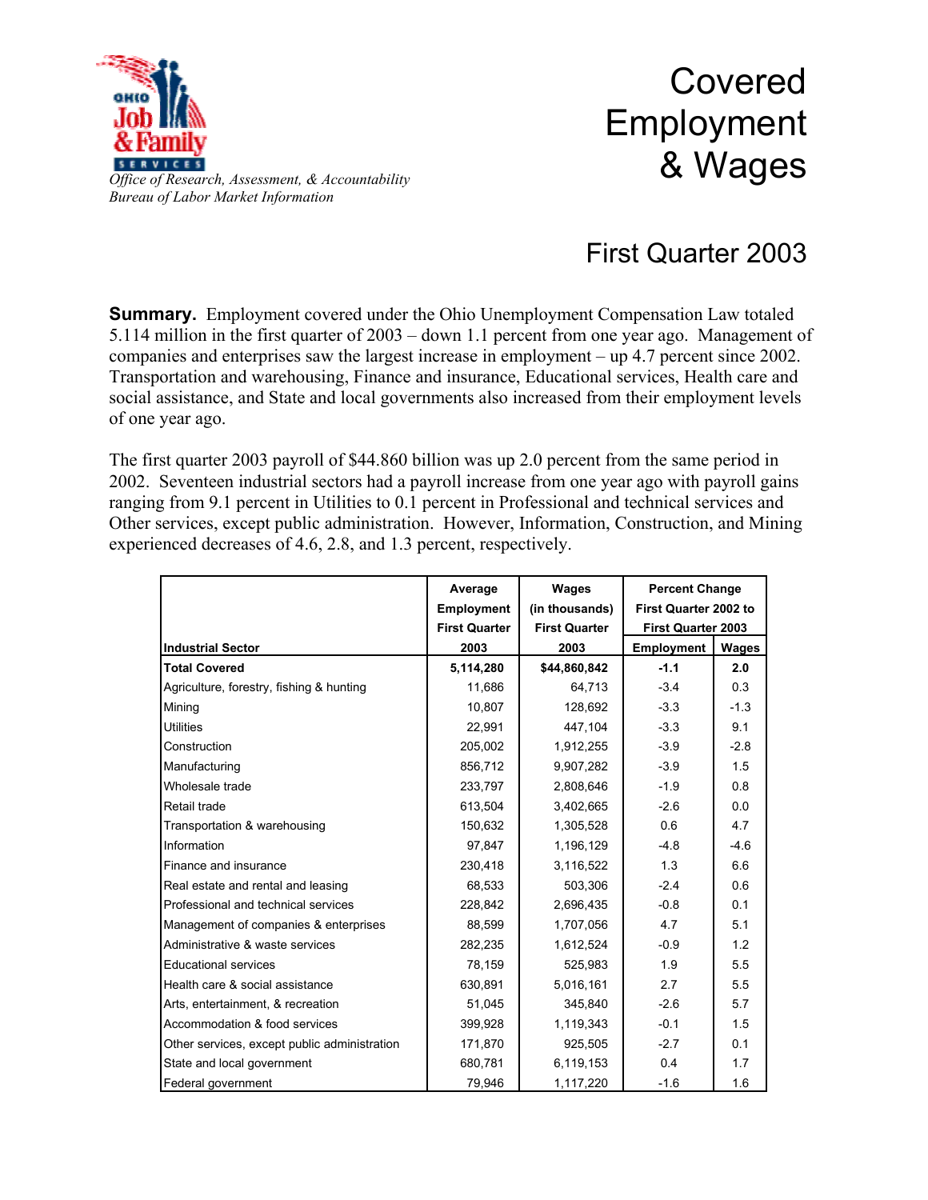# Covered Employment & Wages

*Office of Research, Assessment, & Accountability*
*Bureau of Labor Market Information*

## First Quarter 2003

**Summary.** Employment covered under the Ohio Unemployment Compensation Law totaled 5.114 million in the first quarter of 2003 – down 1.1 percent from one year ago. Management of companies and enterprises saw the largest increase in employment – up 4.7 percent since 2002. Transportation and warehousing, Finance and insurance, Educational services, Health care and social assistance, and State and local governments also increased from their employment levels of one year ago.

The first quarter 2003 payroll of $44.860 billion was up 2.0 percent from the same period in 2002. Seventeen industrial sectors had a payroll increase from one year ago with payroll gains ranging from 9.1 percent in Utilities to 0.1 percent in Professional and technical services and Other services, except public administration. However, Information, Construction, and Mining experienced decreases of 4.6, 2.8, and 1.3 percent, respectively.

| Industrial Sector | Average Employment First Quarter 2003 | Wages (in thousands) First Quarter 2003 | Percent Change First Quarter 2002 to First Quarter 2003 | |
|---|---|---|---|---|
| | | | Employment | Wages |
| **Total Covered** | **5,114,280** | **$44,860,842** | **-1.1** | **2.0** |
| Agriculture, forestry, fishing & hunting | 11,686 | 64,713 | -3.4 | 0.3 |
| Mining | 10,807 | 128,692 | -3.3 | -1.3 |
| Utilities | 22,991 | 447,104 | -3.3 | 9.1 |
| Construction | 205,002 | 1,912,255 | -3.9 | -2.8 |
| Manufacturing | 856,712 | 9,907,282 | -3.9 | 1.5 |
| Wholesale trade | 233,797 | 2,808,646 | -1.9 | 0.8 |
| Retail trade | 613,504 | 3,402,665 | -2.6 | 0.0 |
| Transportation & warehousing | 150,632 | 1,305,528 | 0.6 | 4.7 |
| Information | 97,847 | 1,196,129 | -4.8 | -4.6 |
| Finance and insurance | 230,418 | 3,116,522 | 1.3 | 6.6 |
| Real estate and rental and leasing | 68,533 | 503,306 | -2.4 | 0.6 |
| Professional and technical services | 228,842 | 2,696,435 | -0.8 | 0.1 |
| Management of companies & enterprises | 88,599 | 1,707,056 | 4.7 | 5.1 |
| Administrative & waste services | 282,235 | 1,612,524 | -0.9 | 1.2 |
| Educational services | 78,159 | 525,983 | 1.9 | 5.5 |
| Health care & social assistance | 630,891 | 5,016,161 | 2.7 | 5.5 |
| Arts, entertainment, & recreation | 51,045 | 345,840 | -2.6 | 5.7 |
| Accommodation & food services | 399,928 | 1,119,343 | -0.1 | 1.5 |
| Other services, except public administration | 171,870 | 925,505 | -2.7 | 0.1 |
| State and local government | 680,781 | 6,119,153 | 0.4 | 1.7 |
| Federal government | 79,946 | 1,117,220 | -1.6 | 1.6 |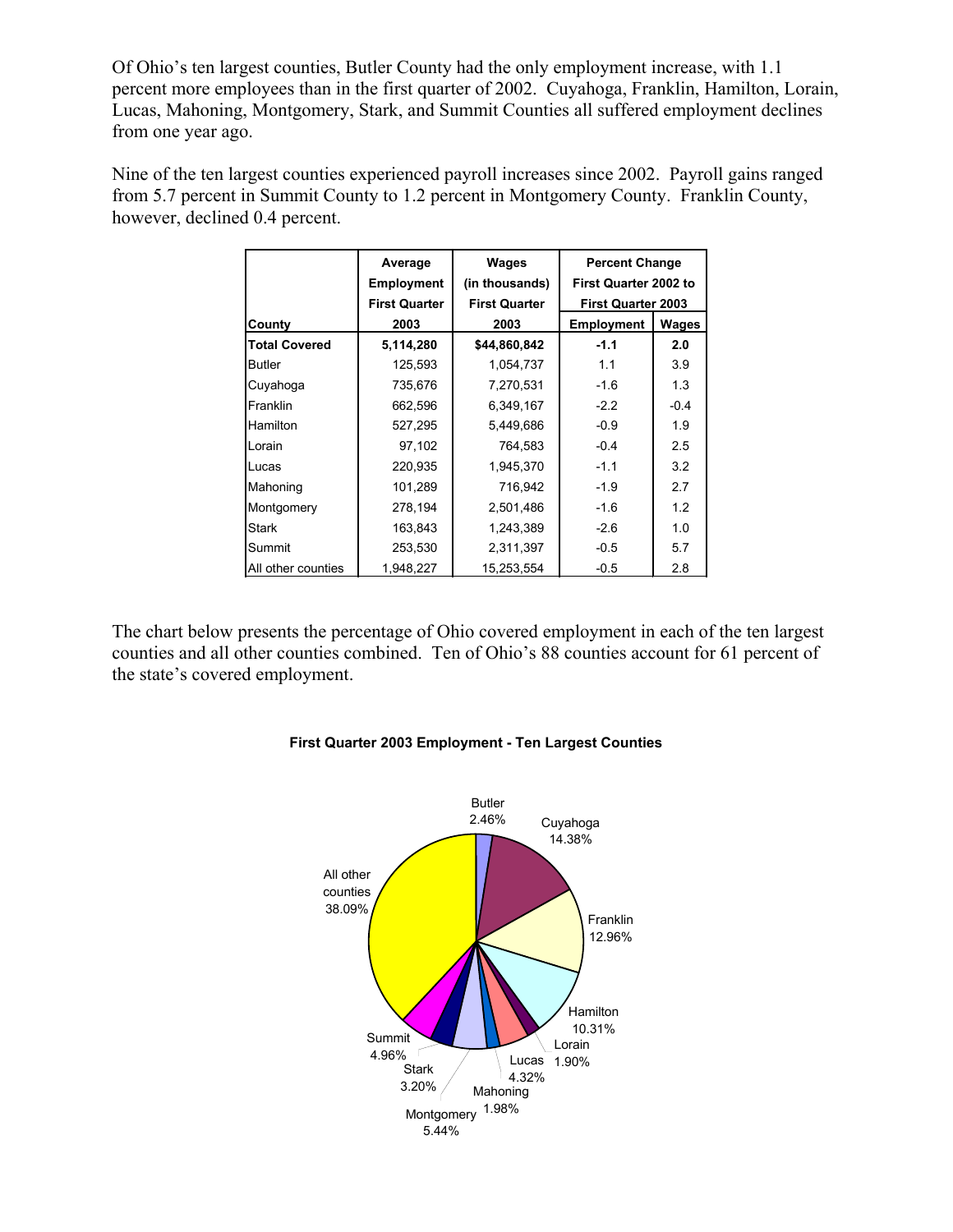Of Ohio's ten largest counties, Butler County had the only employment increase, with 1.1 percent more employees than in the first quarter of 2002. Cuyahoga, Franklin, Hamilton, Lorain, Lucas, Mahoning, Montgomery, Stark, and Summit Counties all suffered employment declines from one year ago.

Nine of the ten largest counties experienced payroll increases since 2002. Payroll gains ranged from 5.7 percent in Summit County to 1.2 percent in Montgomery County. Franklin County, however, declined 0.4 percent.

| County | Average Employment First Quarter 2003 | Wages (in thousands) First Quarter 2003 | Percent Change First Quarter 2002 to First Quarter 2003 | |
|---|---|---|---|---|
| | | | Employment | Wages |
| **Total Covered** | **5,114,280** | **$44,860,842** | **-1.1** | **2.0** |
| Butler | 125,593 | 1,054,737 | 1.1 | 3.9 |
| Cuyahoga | 735,676 | 7,270,531 | -1.6 | 1.3 |
| Franklin | 662,596 | 6,349,167 | -2.2 | -0.4 |
| Hamilton | 527,295 | 5,449,686 | -0.9 | 1.9 |
| Lorain | 97,102 | 764,583 | -0.4 | 2.5 |
| Lucas | 220,935 | 1,945,370 | -1.1 | 3.2 |
| Mahoning | 101,289 | 716,942 | -1.9 | 2.7 |
| Montgomery | 278,194 | 2,501,486 | -1.6 | 1.2 |
| Stark | 163,843 | 1,243,389 | -2.6 | 1.0 |
| Summit | 253,530 | 2,311,397 | -0.5 | 5.7 |
| All other counties | 1,948,227 | 15,253,554 | -0.5 | 2.8 |

The chart below presents the percentage of Ohio covered employment in each of the ten largest counties and all other counties combined. Ten of Ohio's 88 counties account for 61 percent of the state's covered employment.

**First Quarter 2003 Employment - Ten Largest Counties**

| County | Percent |
|---|---|
| Butler | 2.46% |
| Cuyahoga | 14.38% |
| Franklin | 12.96% |
| Hamilton | 10.31% |
| Lorain | 1.90% |
| Lucas | 4.32% |
| Mahoning | 1.98% |
| Montgomery | 5.44% |
| Stark | 3.20% |
| Summit | 4.96% |
| All other counties | 38.09% |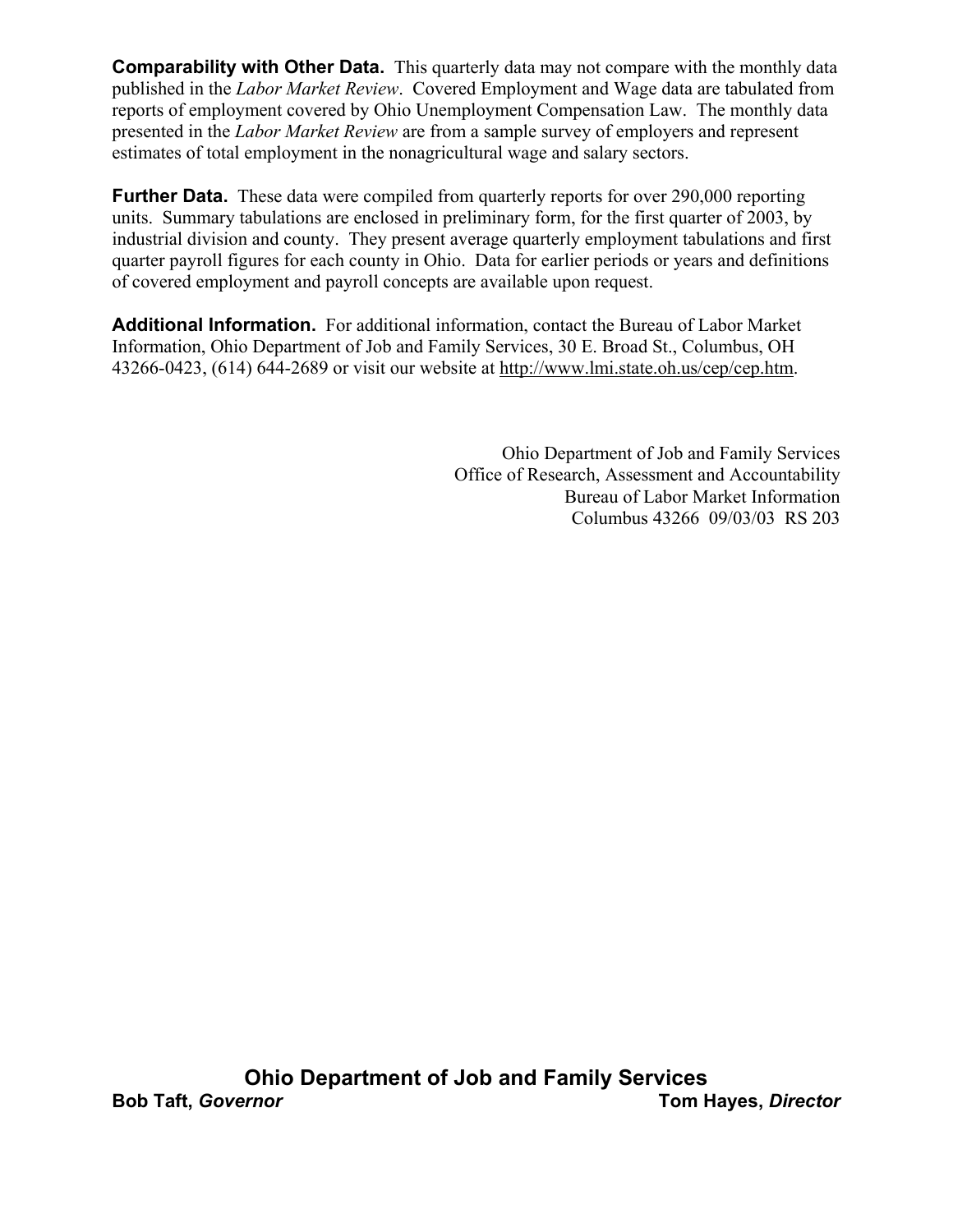**Comparability with Other Data.** This quarterly data may not compare with the monthly data published in the *Labor Market Review*. Covered Employment and Wage data are tabulated from reports of employment covered by Ohio Unemployment Compensation Law. The monthly data presented in the *Labor Market Review* are from a sample survey of employers and represent estimates of total employment in the nonagricultural wage and salary sectors.

**Further Data.** These data were compiled from quarterly reports for over 290,000 reporting units. Summary tabulations are enclosed in preliminary form, for the first quarter of 2003, by industrial division and county. They present average quarterly employment tabulations and first quarter payroll figures for each county in Ohio. Data for earlier periods or years and definitions of covered employment and payroll concepts are available upon request.

**Additional Information.** For additional information, contact the Bureau of Labor Market Information, Ohio Department of Job and Family Services, 30 E. Broad St., Columbus, OH 43266-0423, (614) 644-2689 or visit our website at http://www.lmi.state.oh.us/cep/cep.htm.

Ohio Department of Job and Family Services
Office of Research, Assessment and Accountability
Bureau of Labor Market Information
Columbus 43266 09/03/03 RS 203

**Ohio Department of Job and Family Services**

**Bob Taft, *Governor*** **Tom Hayes, *Director***